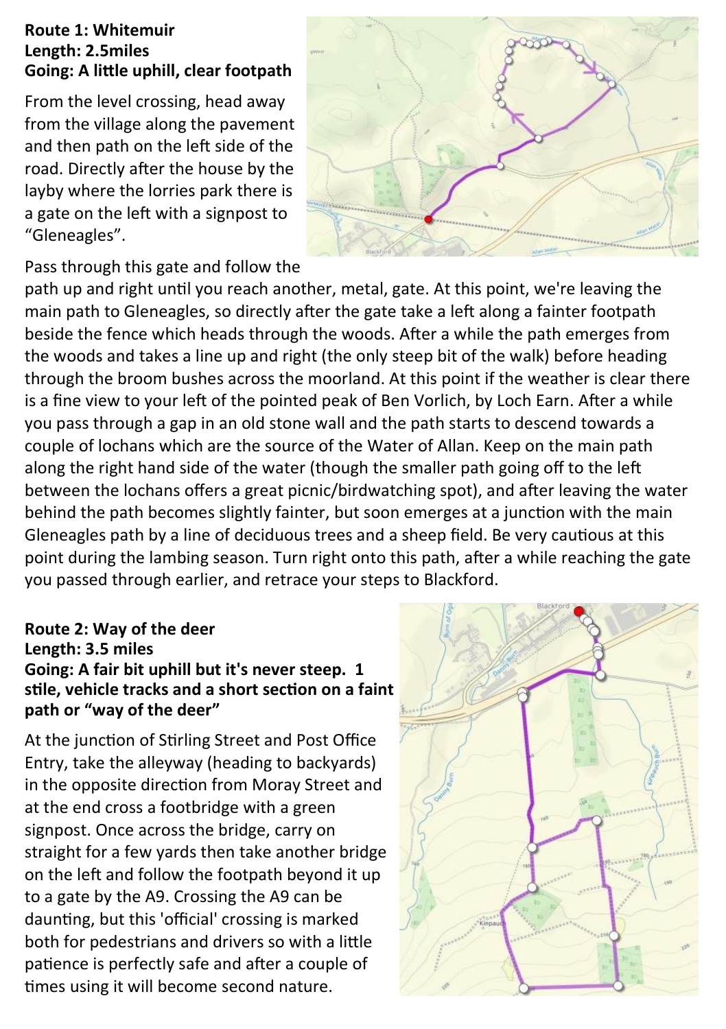**Route 1: Whitemuir**
**Length: 2.5miles**
**Going: A little uphill, clear footpath**

From the level crossing, head away from the village along the pavement and then path on the left side of the road. Directly after the house by the layby where the lorries park there is a gate on the left with a signpost to "Gleneagles".

Pass through this gate and follow the path up and right until you reach another, metal, gate. At this point, we're leaving the main path to Gleneagles, so directly after the gate take a left along a fainter footpath beside the fence which heads through the woods. After a while the path emerges from the woods and takes a line up and right (the only steep bit of the walk) before heading through the broom bushes across the moorland. At this point if the weather is clear there is a fine view to your left of the pointed peak of Ben Vorlich, by Loch Earn. After a while you pass through a gap in an old stone wall and the path starts to descend towards a couple of lochans which are the source of the Water of Allan. Keep on the main path along the right hand side of the water (though the smaller path going off to the left between the lochans offers a great picnic/birdwatching spot), and after leaving the water behind the path becomes slightly fainter, but soon emerges at a junction with the main Gleneagles path by a line of deciduous trees and a sheep field. Be very cautious at this point during the lambing season. Turn right onto this path, after a while reaching the gate you passed through earlier, and retrace your steps to Blackford.

**Route 2: Way of the deer**
**Length: 3.5 miles**
**Going: A fair bit uphill but it's never steep. 1 stile, vehicle tracks and a short section on a faint path or "way of the deer"**

At the junction of Stirling Street and Post Office Entry, take the alleyway (heading to backyards) in the opposite direction from Moray Street and at the end cross a footbridge with a green signpost. Once across the bridge, carry on straight for a few yards then take another bridge on the left and follow the footpath beyond it up to a gate by the A9. Crossing the A9 can be daunting, but this 'official' crossing is marked both for pedestrians and drivers so with a little patience is perfectly safe and after a couple of times using it will become second nature.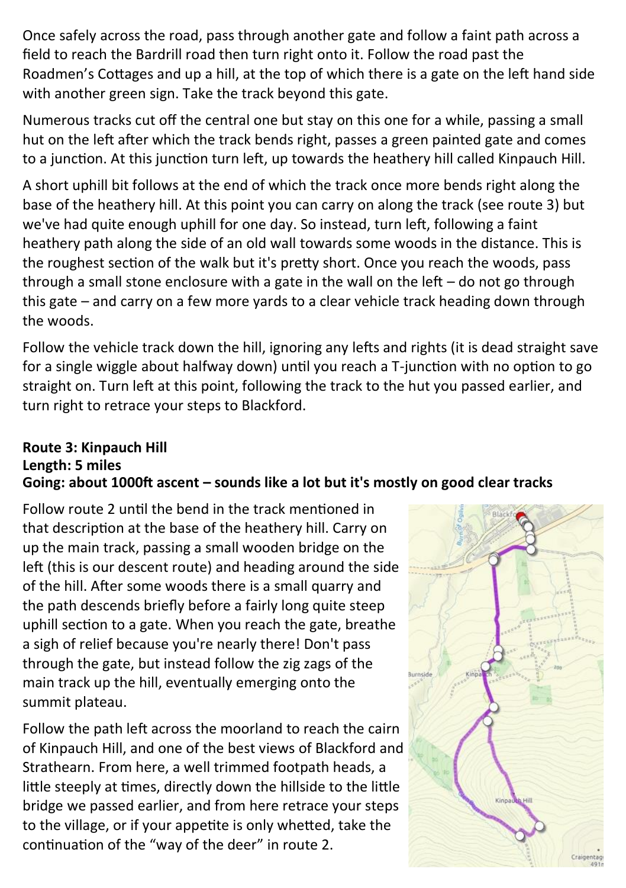Once safely across the road, pass through another gate and follow a faint path across a field to reach the Bardrill road then turn right onto it. Follow the road past the Roadmen's Cottages and up a hill, at the top of which there is a gate on the left hand side with another green sign. Take the track beyond this gate.

Numerous tracks cut off the central one but stay on this one for a while, passing a small hut on the left after which the track bends right, passes a green painted gate and comes to a junction. At this junction turn left, up towards the heathery hill called Kinpauch Hill.

A short uphill bit follows at the end of which the track once more bends right along the base of the heathery hill. At this point you can carry on along the track (see route 3) but we've had quite enough uphill for one day. So instead, turn left, following a faint heathery path along the side of an old wall towards some woods in the distance. This is the roughest section of the walk but it's pretty short. Once you reach the woods, pass through a small stone enclosure with a gate in the wall on the left – do not go through this gate – and carry on a few more yards to a clear vehicle track heading down through the woods.

Follow the vehicle track down the hill, ignoring any lefts and rights (it is dead straight save for a single wiggle about halfway down) until you reach a T-junction with no option to go straight on. Turn left at this point, following the track to the hut you passed earlier, and turn right to retrace your steps to Blackford.

**Route 3: Kinpauch Hill**
**Length: 5 miles**
**Going: about 1000ft ascent – sounds like a lot but it's mostly on good clear tracks**

Follow route 2 until the bend in the track mentioned in that description at the base of the heathery hill. Carry on up the main track, passing a small wooden bridge on the left (this is our descent route) and heading around the side of the hill. After some woods there is a small quarry and the path descends briefly before a fairly long quite steep uphill section to a gate. When you reach the gate, breathe a sigh of relief because you're nearly there! Don't pass through the gate, but instead follow the zig zags of the main track up the hill, eventually emerging onto the summit plateau.

Follow the path left across the moorland to reach the cairn of Kinpauch Hill, and one of the best views of Blackford and Strathearn. From here, a well trimmed footpath heads, a little steeply at times, directly down the hillside to the little bridge we passed earlier, and from here retrace your steps to the village, or if your appetite is only whetted, take the continuation of the "way of the deer" in route 2.